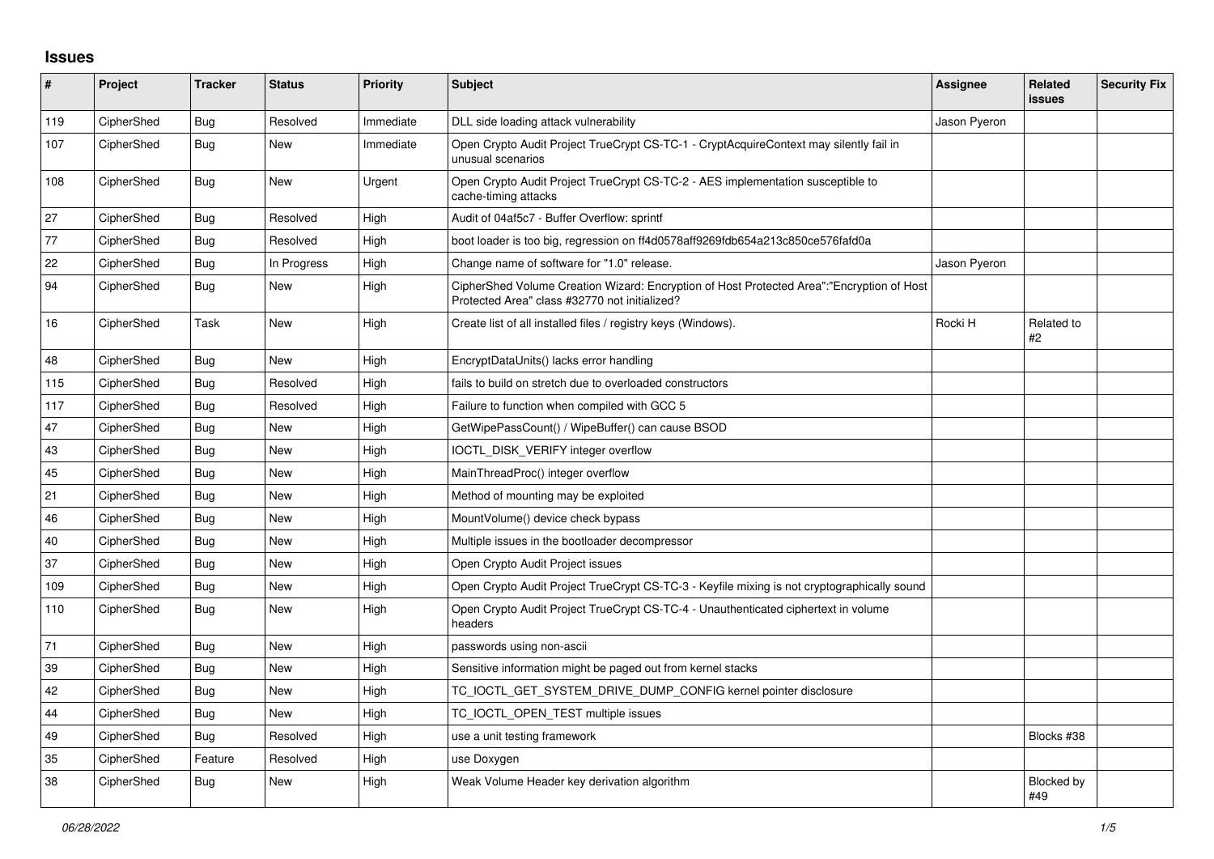# Issues

| # | Project | Tracker | Status | Priority | Subject | Assignee | Related issues | Security Fix |
|---|---|---|---|---|---|---|---|---|
| 119 | CipherShed | Bug | Resolved | Immediate | DLL side loading attack vulnerability | Jason Pyeron | | |
| 107 | CipherShed | Bug | New | Immediate | Open Crypto Audit Project TrueCrypt CS-TC-1 - CryptAcquireContext may silently fail in unusual scenarios | | | |
| 108 | CipherShed | Bug | New | Urgent | Open Crypto Audit Project TrueCrypt CS-TC-2 - AES implementation susceptible to cache-timing attacks | | | |
| 27 | CipherShed | Bug | Resolved | High | Audit of 04af5c7 - Buffer Overflow: sprintf | | | |
| 77 | CipherShed | Bug | Resolved | High | boot loader is too big, regression on ff4d0578aff9269fdb654a213c850ce576fafd0a | | | |
| 22 | CipherShed | Bug | In Progress | High | Change name of software for "1.0" release. | Jason Pyeron | | |
| 94 | CipherShed | Bug | New | High | CipherShed Volume Creation Wizard: Encryption of Host Protected Area":"Encryption of Host Protected Area" class #32770 not initialized? | | | |
| 16 | CipherShed | Task | New | High | Create list of all installed files / registry keys (Windows). | Rocki H | Related to #2 | |
| 48 | CipherShed | Bug | New | High | EncryptDataUnits() lacks error handling | | | |
| 115 | CipherShed | Bug | Resolved | High | fails to build on stretch due to overloaded constructors | | | |
| 117 | CipherShed | Bug | Resolved | High | Failure to function when compiled with GCC 5 | | | |
| 47 | CipherShed | Bug | New | High | GetWipePassCount() / WipeBuffer() can cause BSOD | | | |
| 43 | CipherShed | Bug | New | High | IOCTL_DISK_VERIFY integer overflow | | | |
| 45 | CipherShed | Bug | New | High | MainThreadProc() integer overflow | | | |
| 21 | CipherShed | Bug | New | High | Method of mounting may be exploited | | | |
| 46 | CipherShed | Bug | New | High | MountVolume() device check bypass | | | |
| 40 | CipherShed | Bug | New | High | Multiple issues in the bootloader decompressor | | | |
| 37 | CipherShed | Bug | New | High | Open Crypto Audit Project issues | | | |
| 109 | CipherShed | Bug | New | High | Open Crypto Audit Project TrueCrypt CS-TC-3 - Keyfile mixing is not cryptographically sound | | | |
| 110 | CipherShed | Bug | New | High | Open Crypto Audit Project TrueCrypt CS-TC-4 - Unauthenticated ciphertext in volume headers | | | |
| 71 | CipherShed | Bug | New | High | passwords using non-ascii | | | |
| 39 | CipherShed | Bug | New | High | Sensitive information might be paged out from kernel stacks | | | |
| 42 | CipherShed | Bug | New | High | TC_IOCTL_GET_SYSTEM_DRIVE_DUMP_CONFIG kernel pointer disclosure | | | |
| 44 | CipherShed | Bug | New | High | TC_IOCTL_OPEN_TEST multiple issues | | | |
| 49 | CipherShed | Bug | Resolved | High | use a unit testing framework | | Blocks #38 | |
| 35 | CipherShed | Feature | Resolved | High | use Doxygen | | | |
| 38 | CipherShed | Bug | New | High | Weak Volume Header key derivation algorithm | | Blocked by #49 | |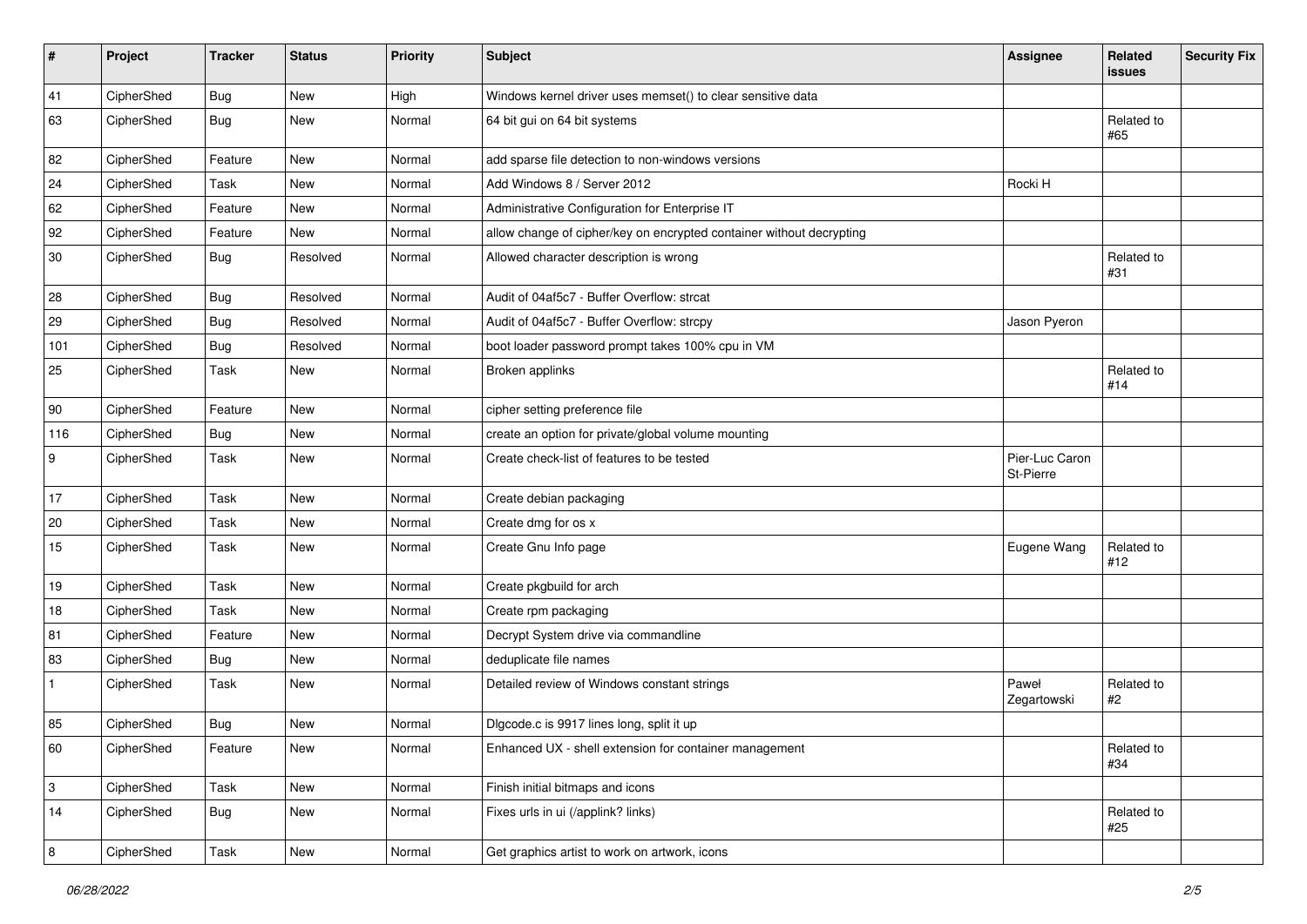| # | Project | Tracker | Status | Priority | Subject | Assignee | Related issues | Security Fix |
|---|---|---|---|---|---|---|---|---|
| 41 | CipherShed | Bug | New | High | Windows kernel driver uses memset() to clear sensitive data | | | |
| 63 | CipherShed | Bug | New | Normal | 64 bit gui on 64 bit systems | | Related to #65 | |
| 82 | CipherShed | Feature | New | Normal | add sparse file detection to non-windows versions | | | |
| 24 | CipherShed | Task | New | Normal | Add Windows 8 / Server 2012 | Rocki H | | |
| 62 | CipherShed | Feature | New | Normal | Administrative Configuration for Enterprise IT | | | |
| 92 | CipherShed | Feature | New | Normal | allow change of cipher/key on encrypted container without decrypting | | | |
| 30 | CipherShed | Bug | Resolved | Normal | Allowed character description is wrong | | Related to #31 | |
| 28 | CipherShed | Bug | Resolved | Normal | Audit of 04af5c7 - Buffer Overflow: strcat | | | |
| 29 | CipherShed | Bug | Resolved | Normal | Audit of 04af5c7 - Buffer Overflow: strcpy | Jason Pyeron | | |
| 101 | CipherShed | Bug | Resolved | Normal | boot loader password prompt takes 100% cpu in VM | | | |
| 25 | CipherShed | Task | New | Normal | Broken applinks | | Related to #14 | |
| 90 | CipherShed | Feature | New | Normal | cipher setting preference file | | | |
| 116 | CipherShed | Bug | New | Normal | create an option for private/global volume mounting | | | |
| 9 | CipherShed | Task | New | Normal | Create check-list of features to be tested | Pier-Luc Caron St-Pierre | | |
| 17 | CipherShed | Task | New | Normal | Create debian packaging | | | |
| 20 | CipherShed | Task | New | Normal | Create dmg for os x | | | |
| 15 | CipherShed | Task | New | Normal | Create Gnu Info page | Eugene Wang | Related to #12 | |
| 19 | CipherShed | Task | New | Normal | Create pkgbuild for arch | | | |
| 18 | CipherShed | Task | New | Normal | Create rpm packaging | | | |
| 81 | CipherShed | Feature | New | Normal | Decrypt System drive via commandline | | | |
| 83 | CipherShed | Bug | New | Normal | deduplicate file names | | | |
| 1 | CipherShed | Task | New | Normal | Detailed review of Windows constant strings | Paweł Zegartowski | Related to #2 | |
| 85 | CipherShed | Bug | New | Normal | Dlgcode.c is 9917 lines long, split it up | | | |
| 60 | CipherShed | Feature | New | Normal | Enhanced UX - shell extension for container management | | Related to #34 | |
| 3 | CipherShed | Task | New | Normal | Finish initial bitmaps and icons | | | |
| 14 | CipherShed | Bug | New | Normal | Fixes urls in ui (/applink? links) | | Related to #25 | |
| 8 | CipherShed | Task | New | Normal | Get graphics artist to work on artwork, icons | | | |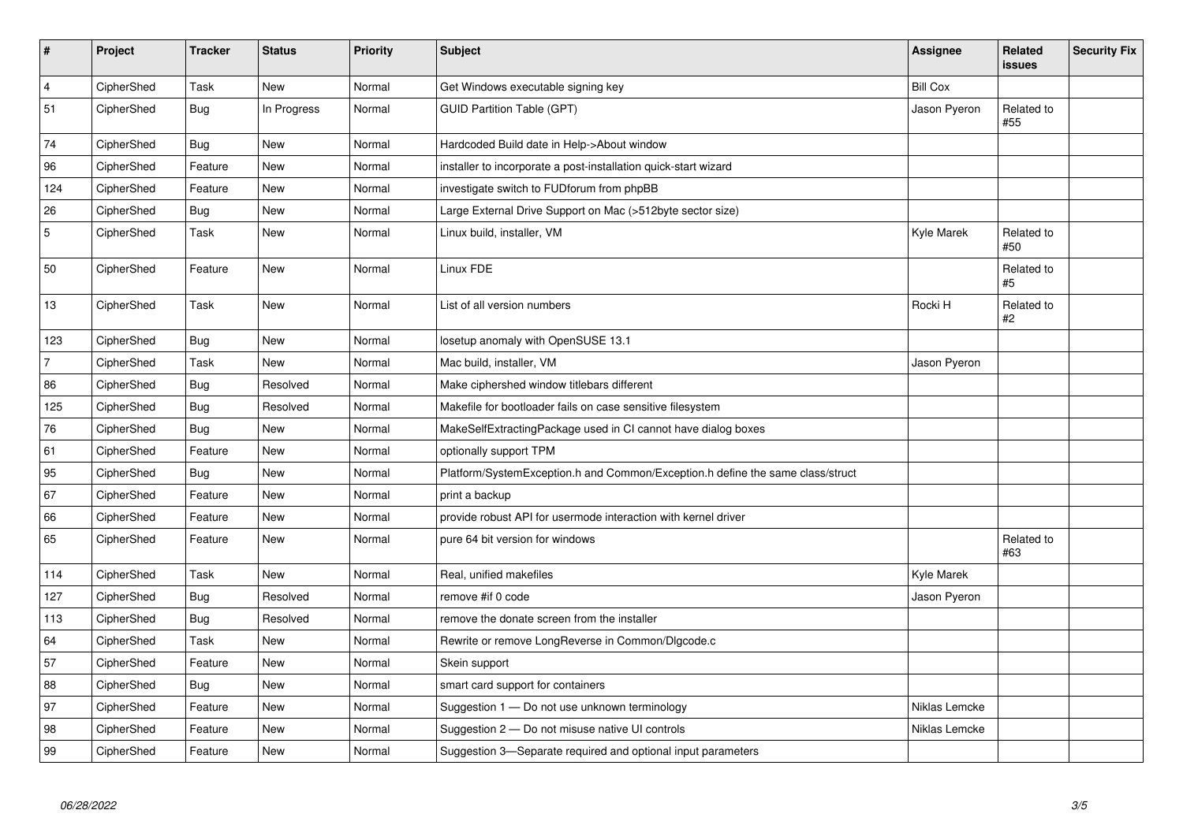| # | Project | Tracker | Status | Priority | Subject | Assignee | Related issues | Security Fix |
|---|---|---|---|---|---|---|---|---|
| 4 | CipherShed | Task | New | Normal | Get Windows executable signing key | Bill Cox | | |
| 51 | CipherShed | Bug | In Progress | Normal | GUID Partition Table (GPT) | Jason Pyeron | Related to #55 | |
| 74 | CipherShed | Bug | New | Normal | Hardcoded Build date in Help->About window | | | |
| 96 | CipherShed | Feature | New | Normal | installer to incorporate a post-installation quick-start wizard | | | |
| 124 | CipherShed | Feature | New | Normal | investigate switch to FUDforum from phpBB | | | |
| 26 | CipherShed | Bug | New | Normal | Large External Drive Support on Mac (>512byte sector size) | | | |
| 5 | CipherShed | Task | New | Normal | Linux build, installer, VM | Kyle Marek | Related to #50 | |
| 50 | CipherShed | Feature | New | Normal | Linux FDE | | Related to #5 | |
| 13 | CipherShed | Task | New | Normal | List of all version numbers | Rocki H | Related to #2 | |
| 123 | CipherShed | Bug | New | Normal | losetup anomaly with OpenSUSE 13.1 | | | |
| 7 | CipherShed | Task | New | Normal | Mac build, installer, VM | Jason Pyeron | | |
| 86 | CipherShed | Bug | Resolved | Normal | Make ciphershed window titlebars different | | | |
| 125 | CipherShed | Bug | Resolved | Normal | Makefile for bootloader fails on case sensitive filesystem | | | |
| 76 | CipherShed | Bug | New | Normal | MakeSelfExtractingPackage used in CI cannot have dialog boxes | | | |
| 61 | CipherShed | Feature | New | Normal | optionally support TPM | | | |
| 95 | CipherShed | Bug | New | Normal | Platform/SystemException.h and Common/Exception.h define the same class/struct | | | |
| 67 | CipherShed | Feature | New | Normal | print a backup | | | |
| 66 | CipherShed | Feature | New | Normal | provide robust API for usermode interaction with kernel driver | | | |
| 65 | CipherShed | Feature | New | Normal | pure 64 bit version for windows | | Related to #63 | |
| 114 | CipherShed | Task | New | Normal | Real, unified makefiles | Kyle Marek | | |
| 127 | CipherShed | Bug | Resolved | Normal | remove #if 0 code | Jason Pyeron | | |
| 113 | CipherShed | Bug | Resolved | Normal | remove the donate screen from the installer | | | |
| 64 | CipherShed | Task | New | Normal | Rewrite or remove LongReverse in Common/Dlgcode.c | | | |
| 57 | CipherShed | Feature | New | Normal | Skein support | | | |
| 88 | CipherShed | Bug | New | Normal | smart card support for containers | | | |
| 97 | CipherShed | Feature | New | Normal | Suggestion 1 — Do not use unknown terminology | Niklas Lemcke | | |
| 98 | CipherShed | Feature | New | Normal | Suggestion 2 — Do not misuse native UI controls | Niklas Lemcke | | |
| 99 | CipherShed | Feature | New | Normal | Suggestion 3—Separate required and optional input parameters | | | |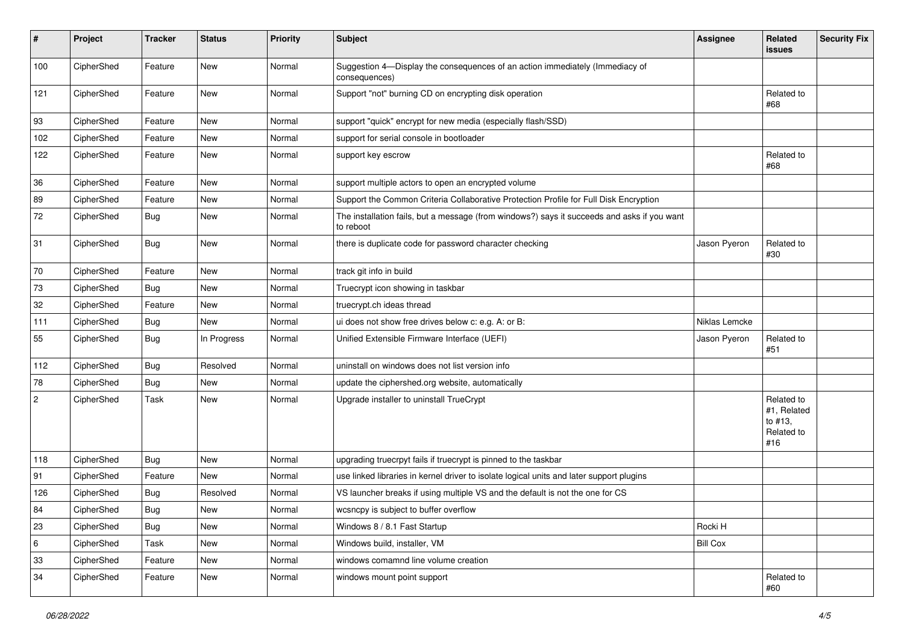| # | Project | Tracker | Status | Priority | Subject | Assignee | Related issues | Security Fix |
|---|---|---|---|---|---|---|---|---|
| 100 | CipherShed | Feature | New | Normal | Suggestion 4—Display the consequences of an action immediately (Immediacy of consequences) | | | |
| 121 | CipherShed | Feature | New | Normal | Support "not" burning CD on encrypting disk operation | | Related to #68 | |
| 93 | CipherShed | Feature | New | Normal | support "quick" encrypt for new media (especially flash/SSD) | | | |
| 102 | CipherShed | Feature | New | Normal | support for serial console in bootloader | | | |
| 122 | CipherShed | Feature | New | Normal | support key escrow | | Related to #68 | |
| 36 | CipherShed | Feature | New | Normal | support multiple actors to open an encrypted volume | | | |
| 89 | CipherShed | Feature | New | Normal | Support the Common Criteria Collaborative Protection Profile for Full Disk Encryption | | | |
| 72 | CipherShed | Bug | New | Normal | The installation fails, but a message (from windows?) says it succeeds and asks if you want to reboot | | | |
| 31 | CipherShed | Bug | New | Normal | there is duplicate code for password character checking | Jason Pyeron | Related to #30 | |
| 70 | CipherShed | Feature | New | Normal | track git info in build | | | |
| 73 | CipherShed | Bug | New | Normal | Truecrypt icon showing in taskbar | | | |
| 32 | CipherShed | Feature | New | Normal | truecrypt.ch ideas thread | | | |
| 111 | CipherShed | Bug | New | Normal | ui does not show free drives below c: e.g. A: or B: | Niklas Lemcke | | |
| 55 | CipherShed | Bug | In Progress | Normal | Unified Extensible Firmware Interface (UEFI) | Jason Pyeron | Related to #51 | |
| 112 | CipherShed | Bug | Resolved | Normal | uninstall on windows does not list version info | | | |
| 78 | CipherShed | Bug | New | Normal | update the ciphershed.org website, automatically | | | |
| 2 | CipherShed | Task | New | Normal | Upgrade installer to uninstall TrueCrypt | | Related to #1, Related to #13, Related to #16 | |
| 118 | CipherShed | Bug | New | Normal | upgrading truecrpyt fails if truecrypt is pinned to the taskbar | | | |
| 91 | CipherShed | Feature | New | Normal | use linked libraries in kernel driver to isolate logical units and later support plugins | | | |
| 126 | CipherShed | Bug | Resolved | Normal | VS launcher breaks if using multiple VS and the default is not the one for CS | | | |
| 84 | CipherShed | Bug | New | Normal | wcsncpy is subject to buffer overflow | | | |
| 23 | CipherShed | Bug | New | Normal | Windows 8 / 8.1 Fast Startup | Rocki H | | |
| 6 | CipherShed | Task | New | Normal | Windows build, installer, VM | Bill Cox | | |
| 33 | CipherShed | Feature | New | Normal | windows comamnd line volume creation | | | |
| 34 | CipherShed | Feature | New | Normal | windows mount point support | | Related to #60 | |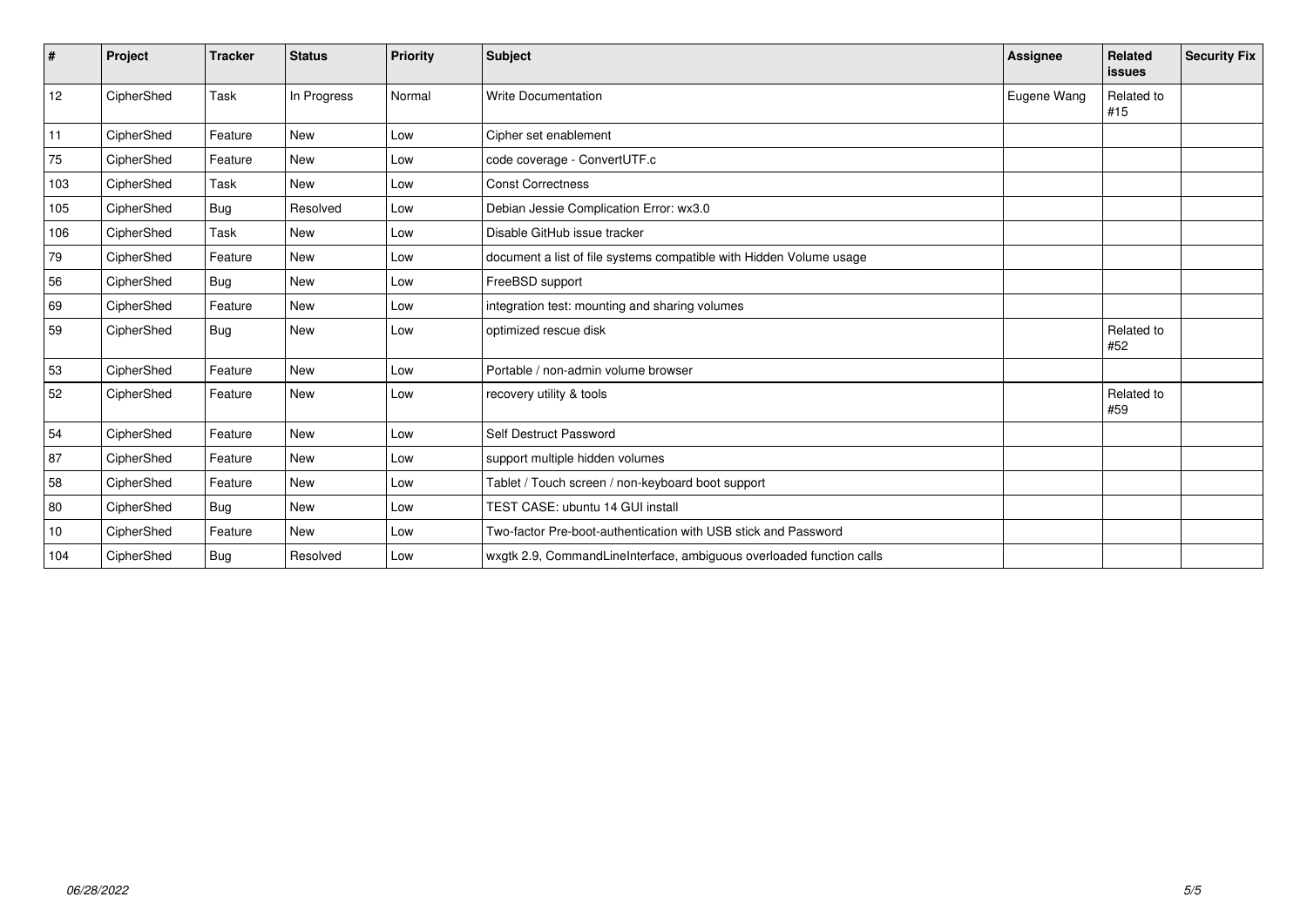| # | Project | Tracker | Status | Priority | Subject | Assignee | Related issues | Security Fix |
|---|---|---|---|---|---|---|---|---|
| 12 | CipherShed | Task | In Progress | Normal | Write Documentation | Eugene Wang | Related to #15 | |
| 11 | CipherShed | Feature | New | Low | Cipher set enablement | | | |
| 75 | CipherShed | Feature | New | Low | code coverage - ConvertUTF.c | | | |
| 103 | CipherShed | Task | New | Low | Const Correctness | | | |
| 105 | CipherShed | Bug | Resolved | Low | Debian Jessie Complication Error: wx3.0 | | | |
| 106 | CipherShed | Task | New | Low | Disable GitHub issue tracker | | | |
| 79 | CipherShed | Feature | New | Low | document a list of file systems compatible with Hidden Volume usage | | | |
| 56 | CipherShed | Bug | New | Low | FreeBSD support | | | |
| 69 | CipherShed | Feature | New | Low | integration test: mounting and sharing volumes | | | |
| 59 | CipherShed | Bug | New | Low | optimized rescue disk | | Related to #52 | |
| 53 | CipherShed | Feature | New | Low | Portable / non-admin volume browser | | | |
| 52 | CipherShed | Feature | New | Low | recovery utility & tools | | Related to #59 | |
| 54 | CipherShed | Feature | New | Low | Self Destruct Password | | | |
| 87 | CipherShed | Feature | New | Low | support multiple hidden volumes | | | |
| 58 | CipherShed | Feature | New | Low | Tablet / Touch screen / non-keyboard boot support | | | |
| 80 | CipherShed | Bug | New | Low | TEST CASE: ubuntu 14 GUI install | | | |
| 10 | CipherShed | Feature | New | Low | Two-factor Pre-boot-authentication with USB stick and Password | | | |
| 104 | CipherShed | Bug | Resolved | Low | wxgtk 2.9, CommandLineInterface, ambiguous overloaded function calls | | | |